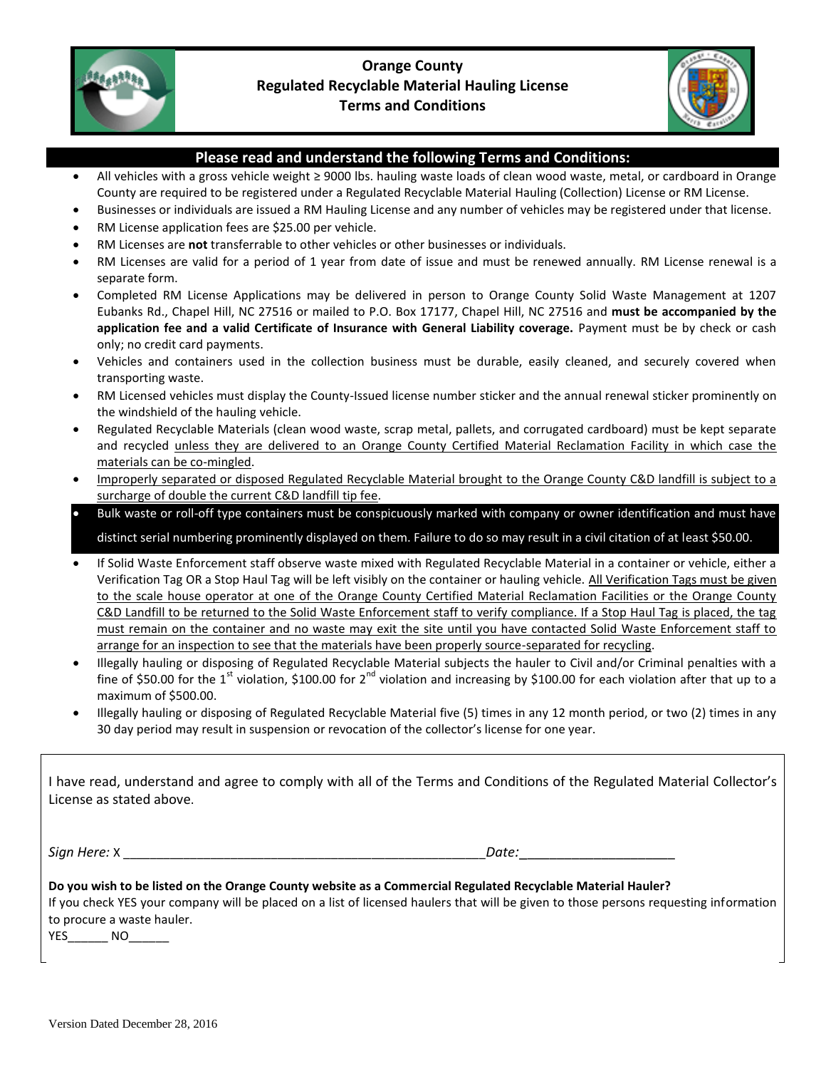# Orange County
## Regulated Recyclable Material Hauling License
## Terms and Conditions

**Please read and understand the following Terms and Conditions:**

- All vehicles with a gross vehicle weight ≥ 9000 lbs. hauling waste loads of clean wood waste, metal, or cardboard in Orange County are required to be registered under a Regulated Recyclable Material Hauling (Collection) License or RM License.
- Businesses or individuals are issued a RM Hauling License and any number of vehicles may be registered under that license.
- RM License application fees are $25.00 per vehicle.
- RM Licenses are **not** transferrable to other vehicles or other businesses or individuals.
- RM Licenses are valid for a period of 1 year from date of issue and must be renewed annually. RM License renewal is a separate form.
- Completed RM License Applications may be delivered in person to Orange County Solid Waste Management at 1207 Eubanks Rd., Chapel Hill, NC 27516 or mailed to P.O. Box 17177, Chapel Hill, NC 27516 and **must be accompanied by the application fee and a valid Certificate of Insurance with General Liability coverage.** Payment must be by check or cash only; no credit card payments.
- Vehicles and containers used in the collection business must be durable, easily cleaned, and securely covered when transporting waste.
- RM Licensed vehicles must display the County-Issued license number sticker and the annual renewal sticker prominently on the windshield of the hauling vehicle.
- Regulated Recyclable Materials (clean wood waste, scrap metal, pallets, and corrugated cardboard) must be kept separate and recycled unless they are delivered to an Orange County Certified Material Reclamation Facility in which case the materials can be co-mingled.
- Improperly separated or disposed Regulated Recyclable Material brought to the Orange County C&D landfill is subject to a surcharge of double the current C&D landfill tip fee.
- **Bulk waste or roll-off type containers must be conspicuously marked with company or owner identification and must have distinct serial numbering prominently displayed on them. Failure to do so may result in a civil citation of at least $50.00.**
- If Solid Waste Enforcement staff observe waste mixed with Regulated Recyclable Material in a container or vehicle, either a Verification Tag OR a Stop Haul Tag will be left visibly on the container or hauling vehicle. All Verification Tags must be given to the scale house operator at one of the Orange County Certified Material Reclamation Facilities or the Orange County C&D Landfill to be returned to the Solid Waste Enforcement staff to verify compliance. If a Stop Haul Tag is placed, the tag must remain on the container and no waste may exit the site until you have contacted Solid Waste Enforcement staff to arrange for an inspection to see that the materials have been properly source-separated for recycling.
- Illegally hauling or disposing of Regulated Recyclable Material subjects the hauler to Civil and/or Criminal penalties with a fine of $50.00 for the 1st violation, $100.00 for 2nd violation and increasing by $100.00 for each violation after that up to a maximum of $500.00.
- Illegally hauling or disposing of Regulated Recyclable Material five (5) times in any 12 month period, or two (2) times in any 30 day period may result in suspension or revocation of the collector's license for one year.

I have read, understand and agree to comply with all of the Terms and Conditions of the Regulated Material Collector's License as stated above.

*Sign Here:* X ____________________________________________________ *Date:*______________________

**Do you wish to be listed on the Orange County website as a Commercial Regulated Recyclable Material Hauler?**
If you check YES your company will be placed on a list of licensed haulers that will be given to those persons requesting information to procure a waste hauler.
YES______ NO______

Version Dated December 28, 2016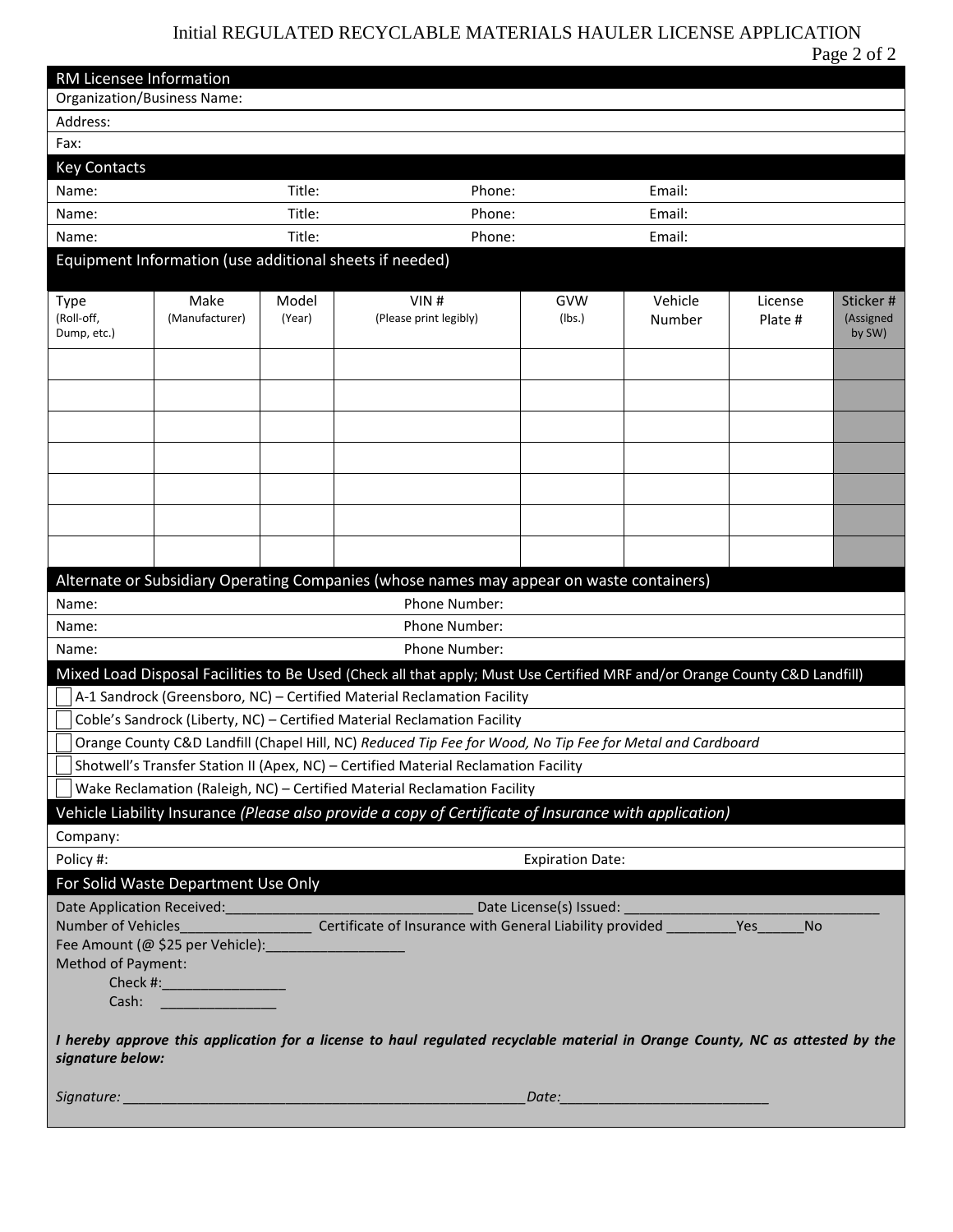# Initial REGULATED RECYCLABLE MATERIALS HAULER LICENSE APPLICATION

## RM Licensee Information

Organization/Business Name:

Address:

Fax:

## Key Contacts

| Name: | Title: | Phone: | Email: |
|---|---|---|---|
| Name: | Title: | Phone: | Email: |
| Name: | Title: | Phone: | Email: |

## Equipment Information (use additional sheets if needed)

| Type (Roll-off, Dump, etc.) | Make (Manufacturer) | Model (Year) | VIN # (Please print legibly) | GVW (lbs.) | Vehicle Number | License Plate # | Sticker # (Assigned by SW) |
|---|---|---|---|---|---|---|---|
| | | | | | | | |
| | | | | | | | |
| | | | | | | | |
| | | | | | | | |
| | | | | | | | |
| | | | | | | | |
| | | | | | | | |

## Alternate or Subsidiary Operating Companies (whose names may appear on waste containers)

| Name: | Phone Number: |
|---|---|
| Name: | Phone Number: |
| Name: | Phone Number: |

## Mixed Load Disposal Facilities to Be Used (Check all that apply; Must Use Certified MRF and/or Orange County C&D Landfill)

- ☐ A-1 Sandrock (Greensboro, NC) – Certified Material Reclamation Facility
- ☐ Coble's Sandrock (Liberty, NC) – Certified Material Reclamation Facility
- ☐ Orange County C&D Landfill (Chapel Hill, NC) *Reduced Tip Fee for Wood, No Tip Fee for Metal and Cardboard*
- ☐ Shotwell's Transfer Station II (Apex, NC) – Certified Material Reclamation Facility
- ☐ Wake Reclamation (Raleigh, NC) – Certified Material Reclamation Facility

## Vehicle Liability Insurance *(Please also provide a copy of Certificate of Insurance with application)*

Company:

Policy #: Expiration Date:

## For Solid Waste Department Use Only

Date Application Received:_______________________________ Date License(s) Issued: _________________________________

Number of Vehicles_________________ Certificate of Insurance with General Liability provided _________Yes______No

Fee Amount (@ $25 per Vehicle):_________________

Method of Payment:

Check #:________________

Cash: _______________

***I hereby approve this application for a license to haul regulated recyclable material in Orange County, NC as attested by the signature below:***

*Signature:* _____________________________________________________ *Date:*___________________________